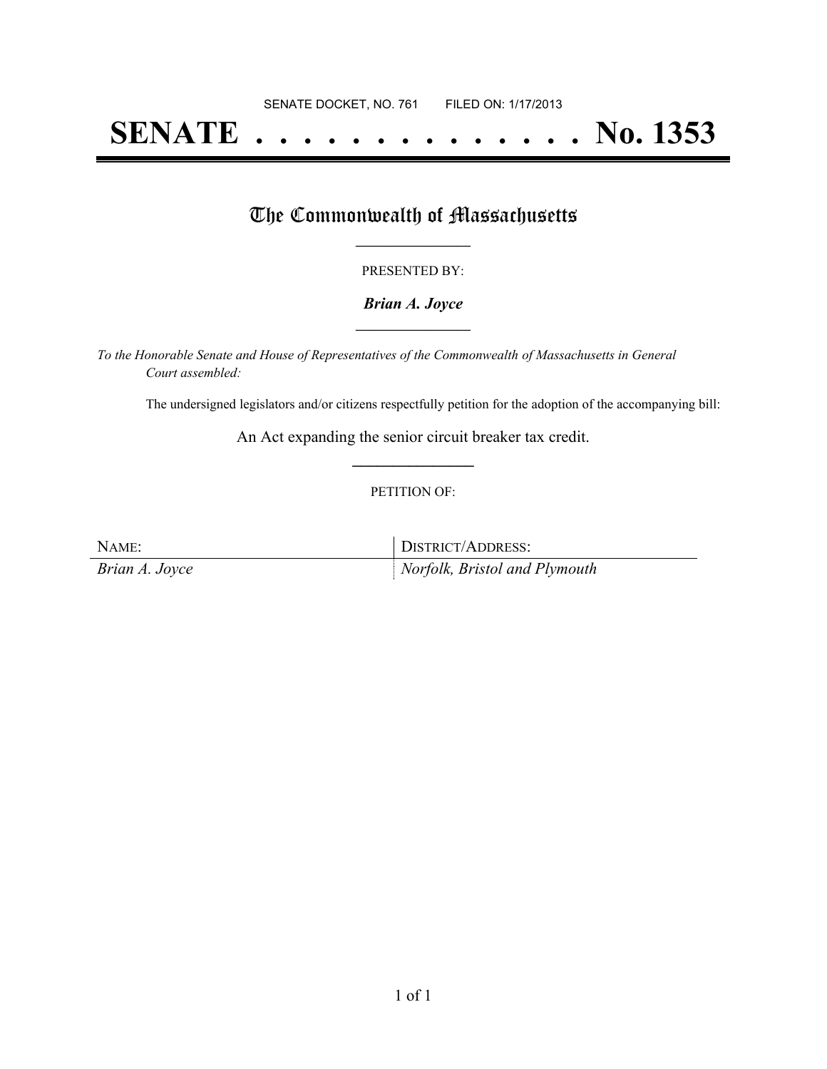SENATE DOCKET, NO. 761        FILED ON: 1/17/2013

# SENATE . . . . . . . . . . . . . . No. 1353

## The Commonwealth of Massachusetts

PRESENTED BY:

***Brian A. Joyce***

*To the Honorable Senate and House of Representatives of the Commonwealth of Massachusetts in General Court assembled:*

The undersigned legislators and/or citizens respectfully petition for the adoption of the accompanying bill:

An Act expanding the senior circuit breaker tax credit.

PETITION OF:

| NAME: | DISTRICT/ADDRESS: |
| --- | --- |
| *Brian A. Joyce* | *Norfolk, Bristol and Plymouth* |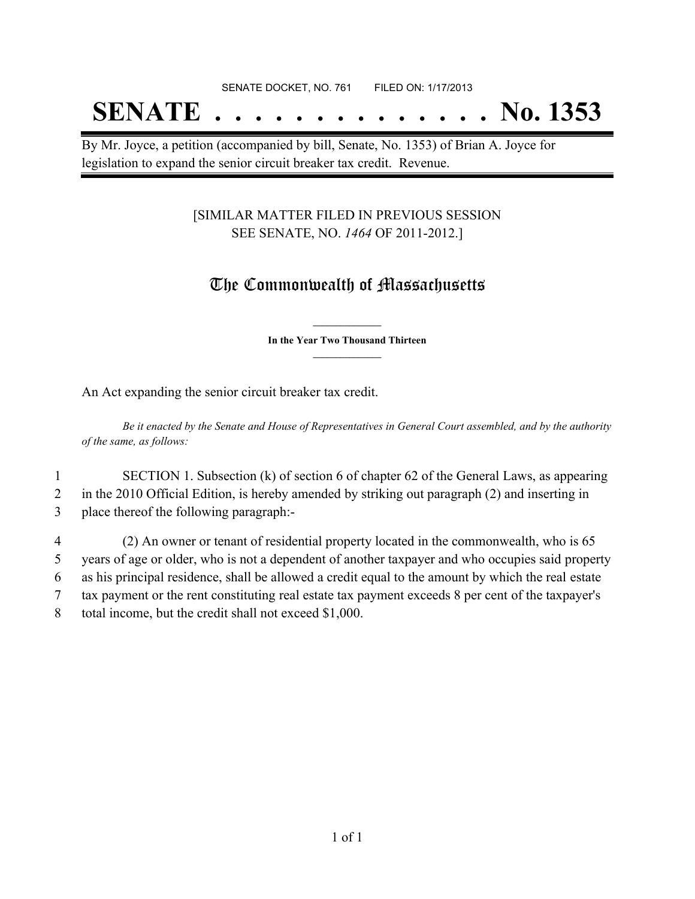SENATE DOCKET, NO. 761 FILED ON: 1/17/2013

# SENATE . . . . . . . . . . . . . . No. 1353

By Mr. Joyce, a petition (accompanied by bill, Senate, No. 1353) of Brian A. Joyce for legislation to expand the senior circuit breaker tax credit. Revenue.

[SIMILAR MATTER FILED IN PREVIOUS SESSION SEE SENATE, NO. *1464* OF 2011-2012.]

## The Commonwealth of Massachusetts

**In the Year Two Thousand Thirteen**

An Act expanding the senior circuit breaker tax credit.

*Be it enacted by the Senate and House of Representatives in General Court assembled, and by the authority of the same, as follows:*

1 SECTION 1. Subsection (k) of section 6 of chapter 62 of the General Laws, as appearing
2 in the 2010 Official Edition, is hereby amended by striking out paragraph (2) and inserting in
3 place thereof the following paragraph:-

4 (2) An owner or tenant of residential property located in the commonwealth, who is 65
5 years of age or older, who is not a dependent of another taxpayer and who occupies said property
6 as his principal residence, shall be allowed a credit equal to the amount by which the real estate
7 tax payment or the rent constituting real estate tax payment exceeds 8 per cent of the taxpayer's
8 total income, but the credit shall not exceed $1,000.